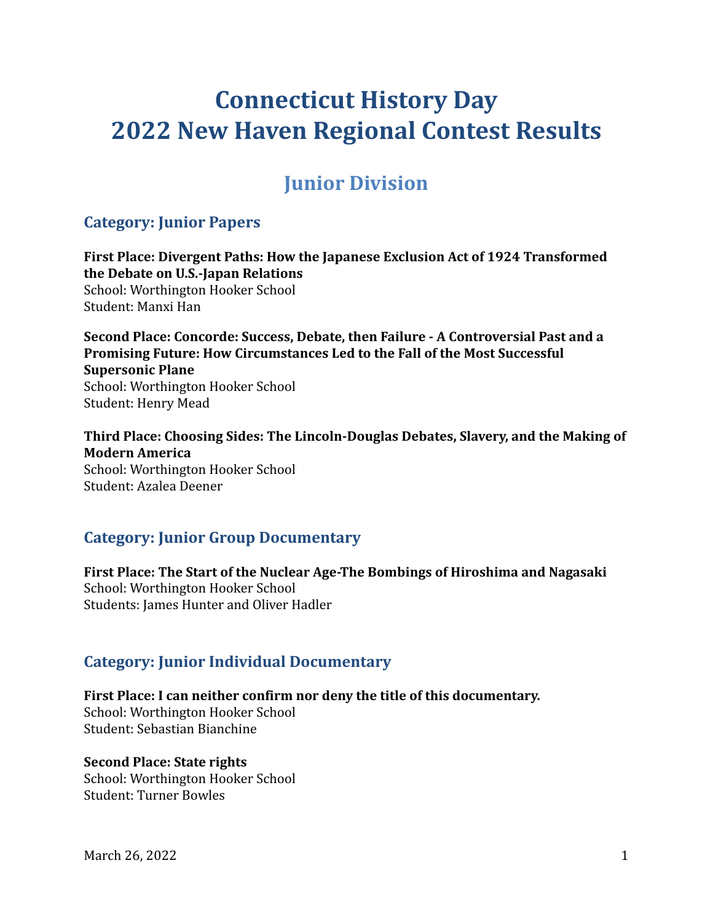# Connecticut History Day
# 2022 New Haven Regional Contest Results

## Junior Division

### Category: Junior Papers

**First Place: Divergent Paths: How the Japanese Exclusion Act of 1924 Transformed the Debate on U.S.-Japan Relations**
School: Worthington Hooker School
Student: Manxi Han

**Second Place: Concorde: Success, Debate, then Failure - A Controversial Past and a Promising Future: How Circumstances Led to the Fall of the Most Successful Supersonic Plane**
School: Worthington Hooker School
Student: Henry Mead

**Third Place: Choosing Sides: The Lincoln-Douglas Debates, Slavery, and the Making of Modern America**
School: Worthington Hooker School
Student: Azalea Deener

### Category: Junior Group Documentary

**First Place: The Start of the Nuclear Age-The Bombings of Hiroshima and Nagasaki**
School: Worthington Hooker School
Students: James Hunter and Oliver Hadler

### Category: Junior Individual Documentary

**First Place: I can neither confirm nor deny the title of this documentary.**
School: Worthington Hooker School
Student: Sebastian Bianchine

**Second Place: State rights**
School: Worthington Hooker School
Student: Turner Bowles

March 26, 2022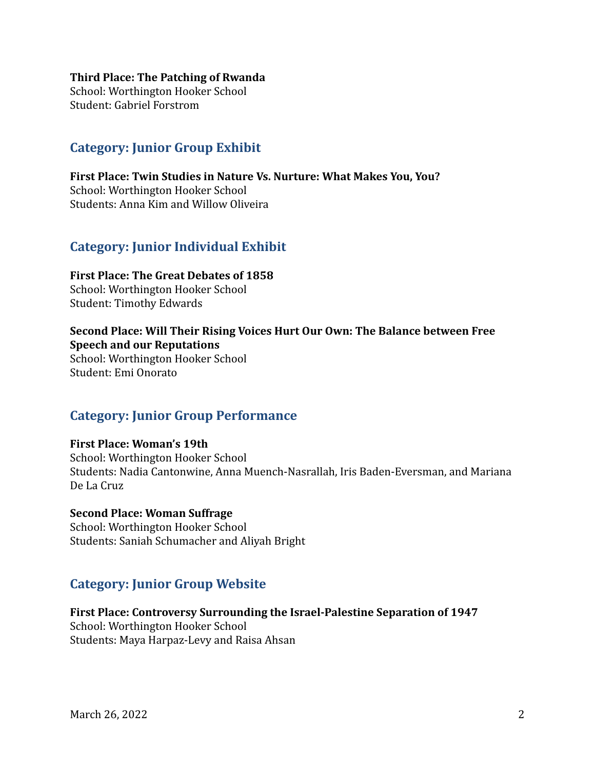**Third Place: The Patching of Rwanda**
School: Worthington Hooker School
Student: Gabriel Forstrom

## Category: Junior Group Exhibit

**First Place: Twin Studies in Nature Vs. Nurture: What Makes You, You?**
School: Worthington Hooker School
Students: Anna Kim and Willow Oliveira

## Category: Junior Individual Exhibit

**First Place: The Great Debates of 1858**
School: Worthington Hooker School
Student: Timothy Edwards

**Second Place: Will Their Rising Voices Hurt Our Own: The Balance between Free Speech and our Reputations**
School: Worthington Hooker School
Student: Emi Onorato

## Category: Junior Group Performance

**First Place: Woman's 19th**
School: Worthington Hooker School
Students: Nadia Cantonwine, Anna Muench-Nasrallah, Iris Baden-Eversman, and Mariana De La Cruz

**Second Place: Woman Suffrage**
School: Worthington Hooker School
Students: Saniah Schumacher and Aliyah Bright

## Category: Junior Group Website

**First Place: Controversy Surrounding the Israel-Palestine Separation of 1947**
School: Worthington Hooker School
Students: Maya Harpaz-Levy and Raisa Ahsan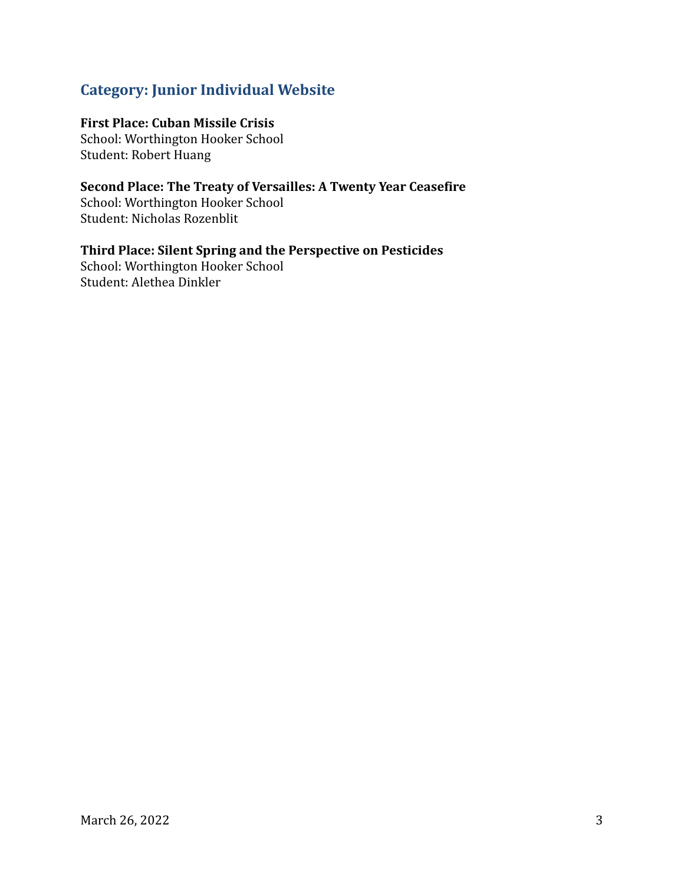## Category: Junior Individual Website

**First Place: Cuban Missile Crisis**
School: Worthington Hooker School
Student: Robert Huang

**Second Place: The Treaty of Versailles: A Twenty Year Ceasefire**
School: Worthington Hooker School
Student: Nicholas Rozenblit

**Third Place: Silent Spring and the Perspective on Pesticides**
School: Worthington Hooker School
Student: Alethea Dinkler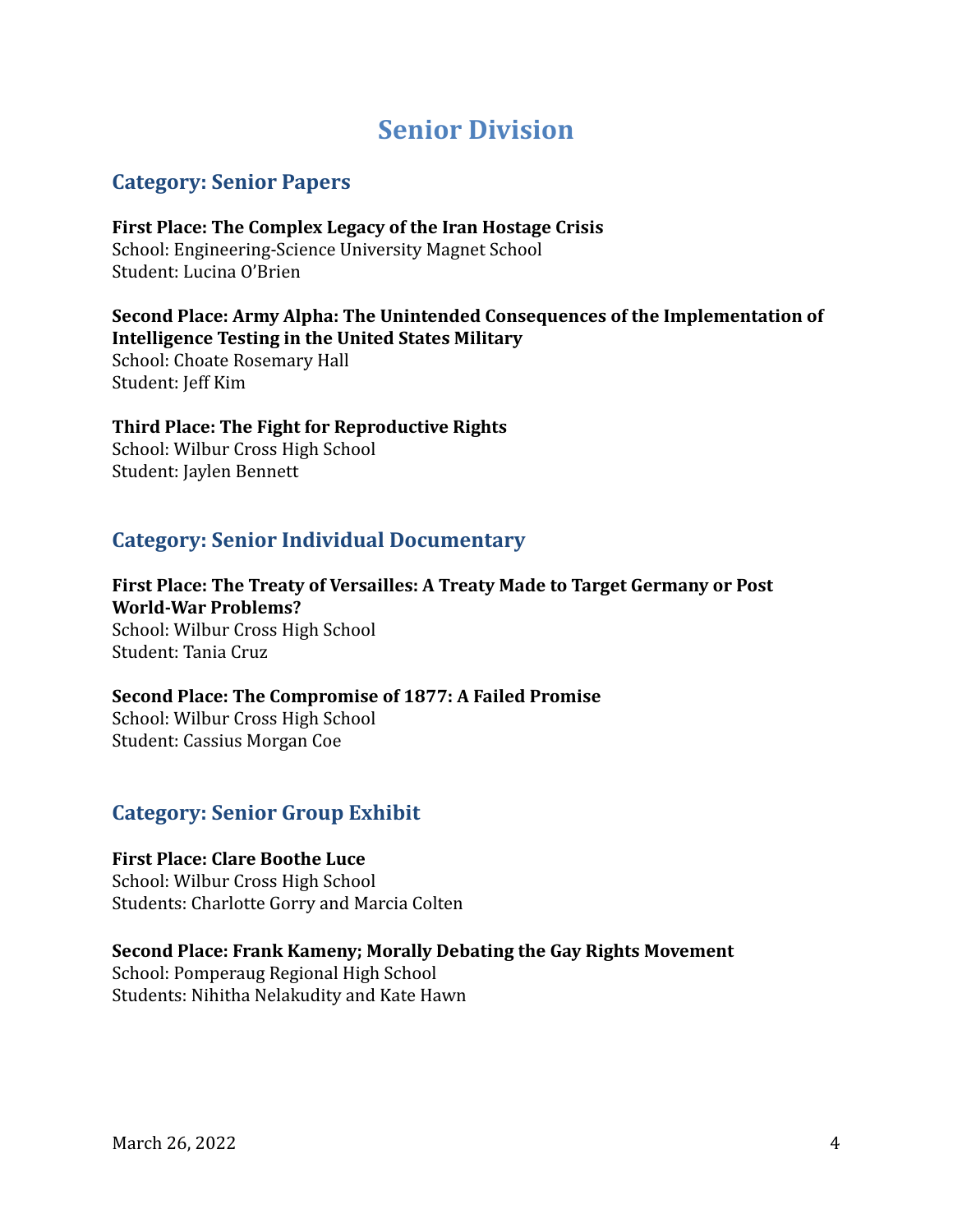# Senior Division

## Category: Senior Papers

**First Place: The Complex Legacy of the Iran Hostage Crisis**
School: Engineering-Science University Magnet School
Student: Lucina O'Brien

**Second Place: Army Alpha: The Unintended Consequences of the Implementation of Intelligence Testing in the United States Military**
School: Choate Rosemary Hall
Student: Jeff Kim

**Third Place: The Fight for Reproductive Rights**
School: Wilbur Cross High School
Student: Jaylen Bennett

## Category: Senior Individual Documentary

**First Place: The Treaty of Versailles: A Treaty Made to Target Germany or Post World-War Problems?**
School: Wilbur Cross High School
Student: Tania Cruz

**Second Place: The Compromise of 1877: A Failed Promise**
School: Wilbur Cross High School
Student: Cassius Morgan Coe

## Category: Senior Group Exhibit

**First Place: Clare Boothe Luce**
School: Wilbur Cross High School
Students: Charlotte Gorry and Marcia Colten

**Second Place: Frank Kameny; Morally Debating the Gay Rights Movement**
School: Pomperaug Regional High School
Students: Nihitha Nelakudity and Kate Hawn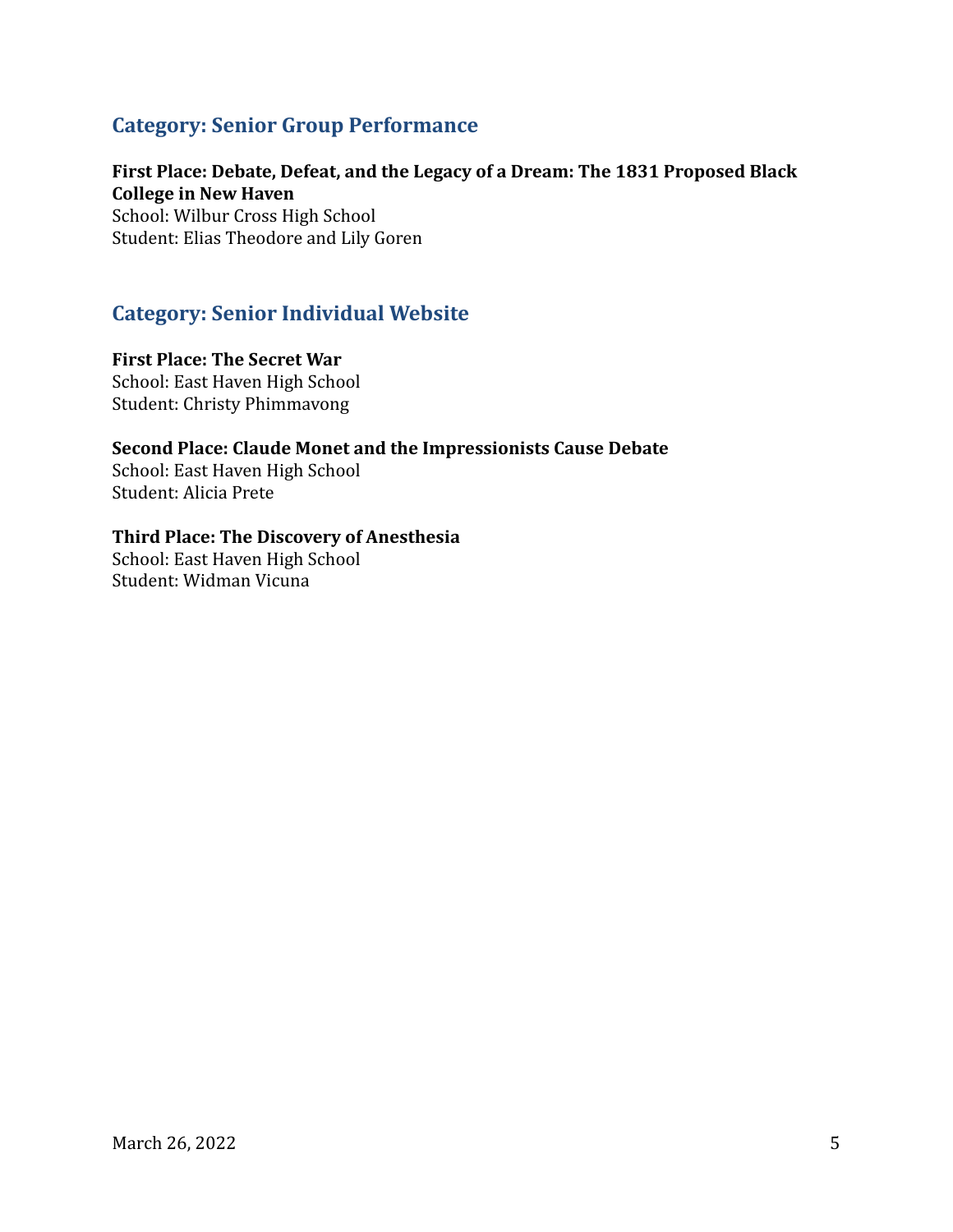## Category: Senior Group Performance

**First Place: Debate, Defeat, and the Legacy of a Dream: The 1831 Proposed Black College in New Haven**
School: Wilbur Cross High School
Student: Elias Theodore and Lily Goren

## Category: Senior Individual Website

**First Place: The Secret War**
School: East Haven High School
Student: Christy Phimmavong

**Second Place: Claude Monet and the Impressionists Cause Debate**
School: East Haven High School
Student: Alicia Prete

**Third Place: The Discovery of Anesthesia**
School: East Haven High School
Student: Widman Vicuna

March 26, 2022